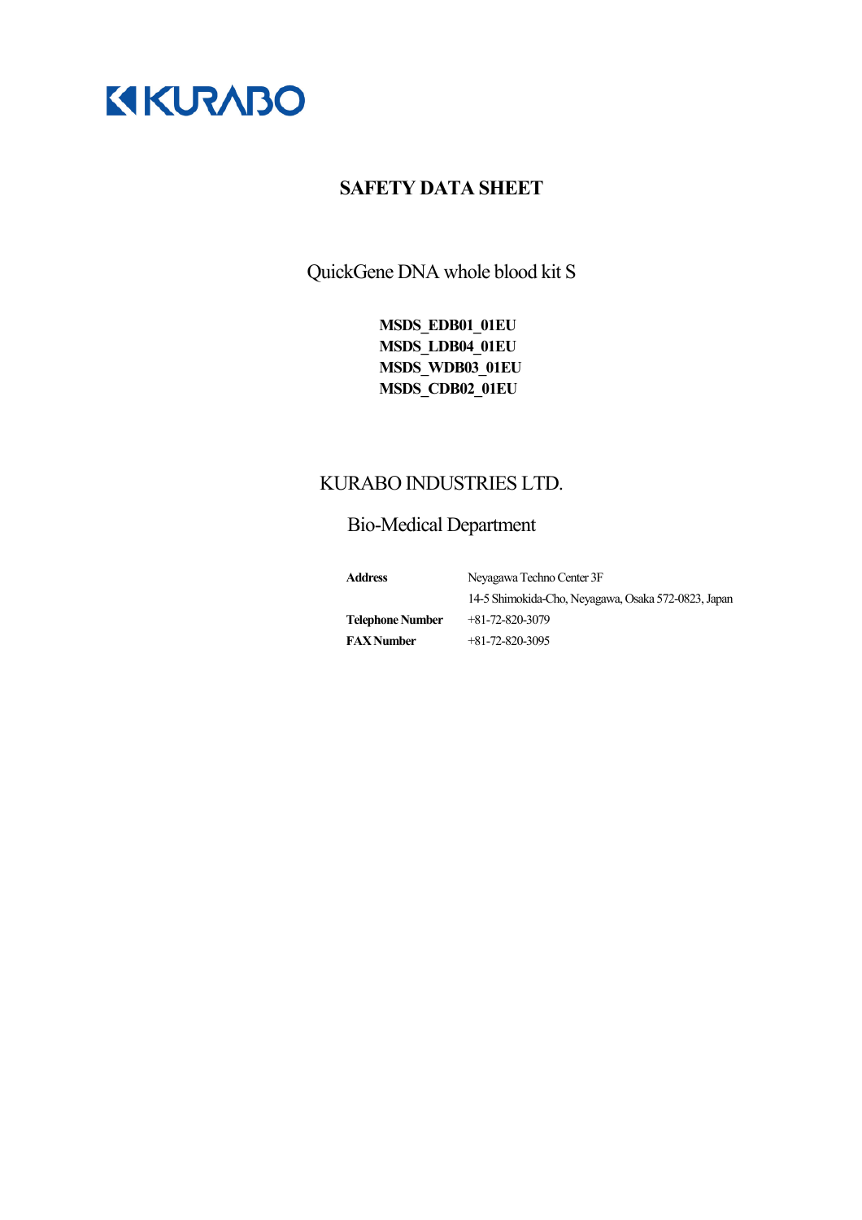KURABO

# SAFETY DATA SHEET

QuickGene DNA whole blood kit S

**MSDS_EDB01_01EU**
**MSDS_LDB04_01EU**
**MSDS_WDB03_01EU**
**MSDS_CDB02_01EU**

KURABO INDUSTRIES LTD.

Bio-Medical Department

| | |
|---|---|
| **Address** | Neyagawa Techno Center 3F |
| | 14-5 Shimokida-Cho, Neyagawa, Osaka 572-0823, Japan |
| **Telephone Number** | +81-72-820-3079 |
| **FAX Number** | +81-72-820-3095 |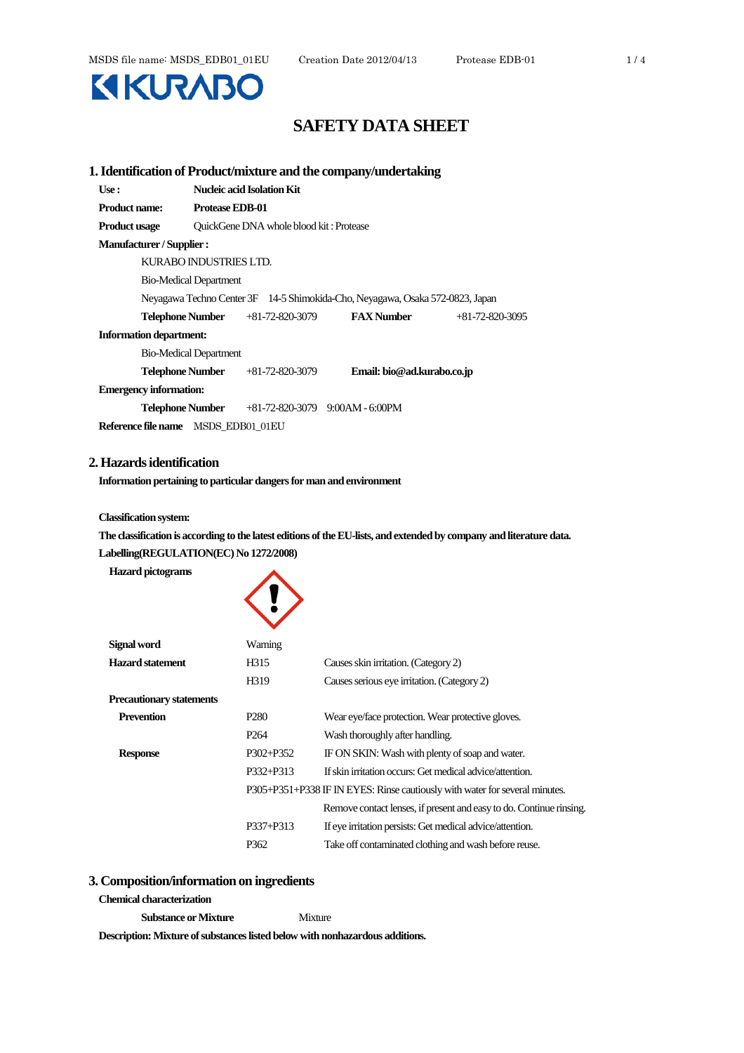# SAFETY DATA SHEET

## 1. Identification of Product/mixture and the company/undertaking

**Use :** **Nucleic acid Isolation Kit**

**Product name:** **Protease EDB-01**

**Product usage** QuickGene DNA whole blood kit : Protease

**Manufacturer / Supplier :**

KURABO INDUSTRIES LTD.

Bio-Medical Department

Neyagawa Techno Center 3F 14-5 Shimokida-Cho, Neyagawa, Osaka 572-0823, Japan

**Telephone Number** +81-72-820-3079 **FAX Number** +81-72-820-3095

**Information department:**

Bio-Medical Department

**Telephone Number** +81-72-820-3079 **Email: bio@ad.kurabo.co.jp**

**Emergency information:**

**Telephone Number** +81-72-820-3079 9:00AM - 6:00PM

**Reference file name** MSDS_EDB01_01EU

## 2. Hazards identification

**Information pertaining to particular dangers for man and environment**

**Classification system:**

**The classification is according to the latest editions of the EU-lists, and extended by company and literature data.**

**Labelling(REGULATION(EC) No 1272/2008)**

**Hazard pictograms**

| | | |
|---|---|---|
| **Signal word** | Warning | |
| **Hazard statement** | H315 | Causes skin irritation. (Category 2) |
| | H319 | Causes serious eye irritation. (Category 2) |
| **Precautionary statements** | | |
| **Prevention** | P280 | Wear eye/face protection. Wear protective gloves. |
| | P264 | Wash thoroughly after handling. |
| **Response** | P302+P352 | IF ON SKIN: Wash with plenty of soap and water. |
| | P332+P313 | If skin irritation occurs: Get medical advice/attention. |
| | P305+P351+P338 | IF IN EYES: Rinse cautiously with water for several minutes. Remove contact lenses, if present and easy to do. Continue rinsing. |
| | P337+P313 | If eye irritation persists: Get medical advice/attention. |
| | P362 | Take off contaminated clothing and wash before reuse. |

## 3. Composition/information on ingredients

**Chemical characterization**

**Substance or Mixture** Mixture

**Description: Mixture of substances listed below with nonhazardous additions.**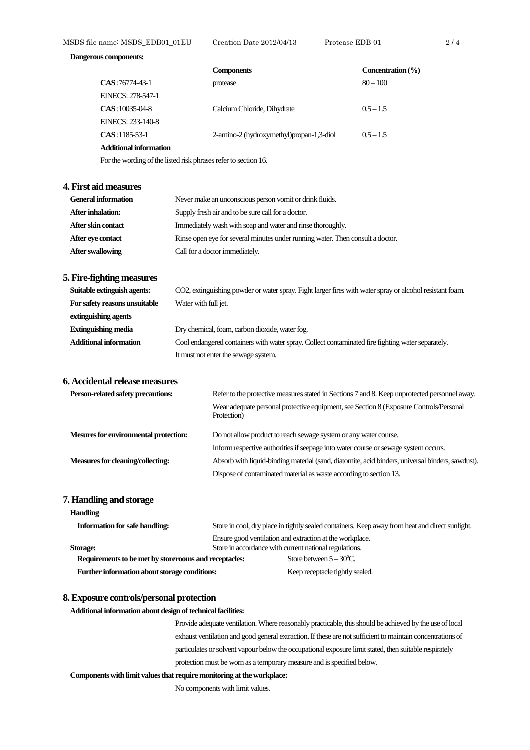**Dangerous components:**

| | Components | Concentration (%) |
|---|---|---|
| **CAS** :76774-43-1 | protease | 80 – 100 |
| EINECS: 278-547-1 | | |
| **CAS** :10035-04-8 | Calcium Chloride, Dihydrate | 0.5 – 1.5 |
| EINECS: 233-140-8 | | |
| **CAS** :1185-53-1 | 2-amino-2 (hydroxymethyl)propan-1,3-diol | 0.5 – 1.5 |

**Additional information**

For the wording of the listed risk phrases refer to section 16.

## 4. First aid measures

**General information** Never make an unconscious person vomit or drink fluids.

**After inhalation:** Supply fresh air and to be sure call for a doctor.

**After skin contact** Immediately wash with soap and water and rinse thoroughly.

**After eye contact** Rinse open eye for several minutes under running water. Then consult a doctor.

**After swallowing** Call for a doctor immediately.

## 5. Fire-fighting measures

**Suitable extinguish agents:** $CO_2$, extinguishing powder or water spray. Fight larger fires with water spray or alcohol resistant foam.

**For safety reasons unsuitable extinguishing agents** Water with full jet.

**Extinguishing media** Dry chemical, foam, carbon dioxide, water fog.

**Additional information** Cool endangered containers with water spray. Collect contaminated fire fighting water separately. It must not enter the sewage system.

## 6. Accidental release measures

**Person-related safety precautions:** Refer to the protective measures stated in Sections 7 and 8. Keep unprotected personnel away.

Wear adequate personal protective equipment, see Section 8 (Exposure Controls/Personal Protection)

**Mesures for environmental protection:** Do not allow product to reach sewage system or any water course.

Inform respective authorities if seepage into water course or sewage system occurs.

**Measures for cleaning/collecting:** Absorb with liquid-binding material (sand, diatomite, acid binders, universal binders, sawdust).

Dispose of contaminated material as waste according to section 13.

## 7. Handling and storage

**Handling**

**Information for safe handling:** Store in cool, dry place in tightly sealed containers. Keep away from heat and direct sunlight.

Ensure good ventilation and extraction at the workplace.

**Storage:** Store in accordance with current national regulations.

**Requirements to be met by storerooms and receptacles:** Store between 5 – 30°C.

**Further information about storage conditions:** Keep receptacle tightly sealed.

## 8. Exposure controls/personal protection

**Additional information about design of technical facilities:**

Provide adequate ventilation. Where reasonably practicable, this should be achieved by the use of local exhaust ventilation and good general extraction. If these are not sufficient to maintain concentrations of particulates or solvent vapour below the occupational exposure limit stated, then suitable respirately protection must be worn as a temporary measure and is specified below.

**Components with limit values that require monitoring at the workplace:**

No components with limit values.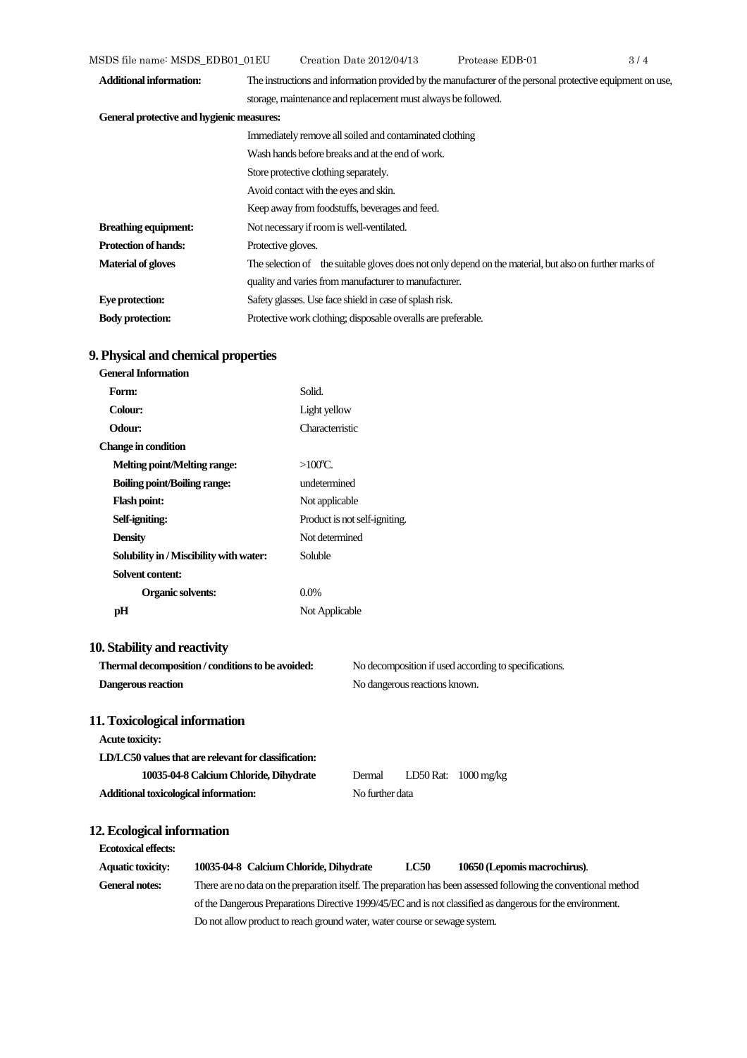| | |
|---|---|
| **Additional information:** | The instructions and information provided by the manufacturer of the personal protective equipment on use, storage, maintenance and replacement must always be followed. |

**General protective and hygienic measures:**

Immediately remove all soiled and contaminated clothing
Wash hands before breaks and at the end of work.
Store protective clothing separately.
Avoid contact with the eyes and skin.
Keep away from foodstuffs, beverages and feed.

| | |
|---|---|
| **Breathing equipment:** | Not necessary if room is well-ventilated. |
| **Protection of hands:** | Protective gloves. |
| **Material of gloves** | The selection of the suitable gloves does not only depend on the material, but also on further marks of quality and varies from manufacturer to manufacturer. |
| **Eye protection:** | Safety glasses. Use face shield in case of splash risk. |
| **Body protection:** | Protective work clothing; disposable overalls are preferable. |

## 9. Physical and chemical properties

**General Information**

| | |
|---|---|
| **Form:** | Solid. |
| **Colour:** | Light yellow |
| **Odour:** | Characterristic |
| **Change in condition** | |
| **Melting point/Melting range:** | >100℃. |
| **Boiling point/Boiling range:** | undetermined |
| **Flash point:** | Not applicable |
| **Self-igniting:** | Product is not self-igniting. |
| **Density** | Not determined |
| **Solubility in / Miscibility with water:** | Soluble |
| **Solvent content:** | |
| **Organic solvents:** | 0.0% |
| **pH** | Not Applicable |

## 10. Stability and reactivity

| | |
|---|---|
| **Thermal decomposition / conditions to be avoided:** | No decomposition if used according to specifications. |
| **Dangerous reaction** | No dangerous reactions known. |

## 11. Toxicological information

**Acute toxicity:**

**LD/LC50 values that are relevant for classification:**

| | | | |
|---|---|---|---|
| **10035-04-8 Calcium Chloride, Dihydrate** | Dermal | LD50 Rat: | 1000 mg/kg |
| **Additional toxicological information:** | No further data | | |

## 12. Ecological information

**Ecotoxical effects:**

| | | | |
|---|---|---|---|
| **Aquatic toxicity:** | **10035-04-8 Calcium Chloride, Dihydrate** | **LC50** | **10650 (Lepomis macrochirus)**. |

**General notes:** There are no data on the preparation itself. The preparation has been assessed following the conventional method of the Dangerous Preparations Directive 1999/45/EC and is not classified as dangerous for the environment.
Do not allow product to reach ground water, water course or sewage system.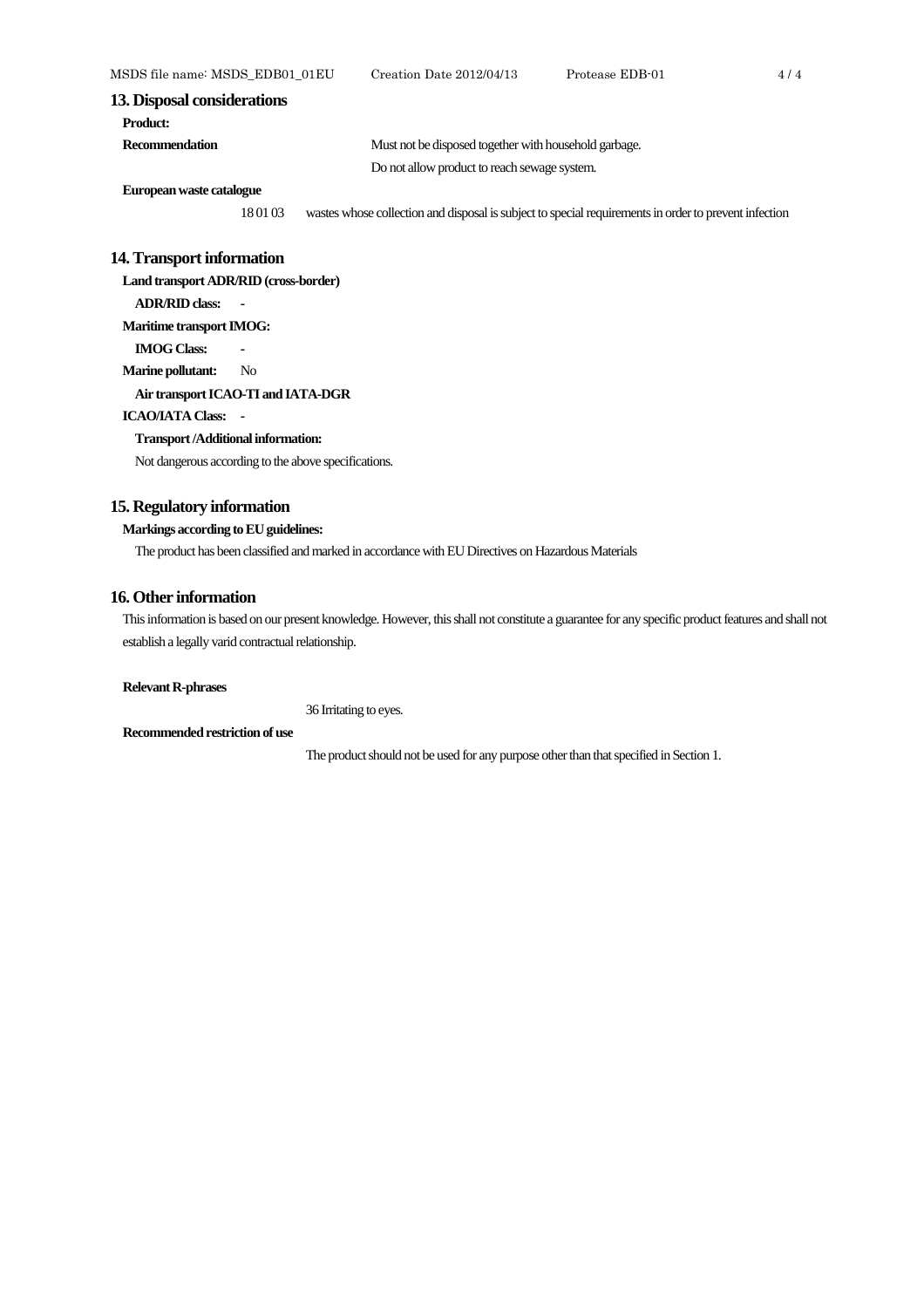## 13. Disposal considerations

**Product:**

**Recommendation**

Must not be disposed together with household garbage.

Do not allow product to reach sewage system.

**European waste catalogue**

18 01 03 wastes whose collection and disposal is subject to special requirements in order to prevent infection

## 14. Transport information

**Land transport ADR/RID (cross-border)**

**ADR/RID class:** -

**Maritime transport IMOG:**

**IMOG Class:** -

**Marine pollutant:** No

**Air transport ICAO-TI and IATA-DGR**

**ICAO/IATA Class:** -

**Transport /Additional information:**

Not dangerous according to the above specifications.

## 15. Regulatory information

**Markings according to EU guidelines:**

The product has been classified and marked in accordance with EU Directives on Hazardous Materials

## 16. Other information

This information is based on our present knowledge. However, this shall not constitute a guarantee for any specific product features and shall not establish a legally varid contractual relationship.

**Relevant R-phrases**

36 Irritating to eyes.

**Recommended restriction of use**

The product should not be used for any purpose other than that specified in Section 1.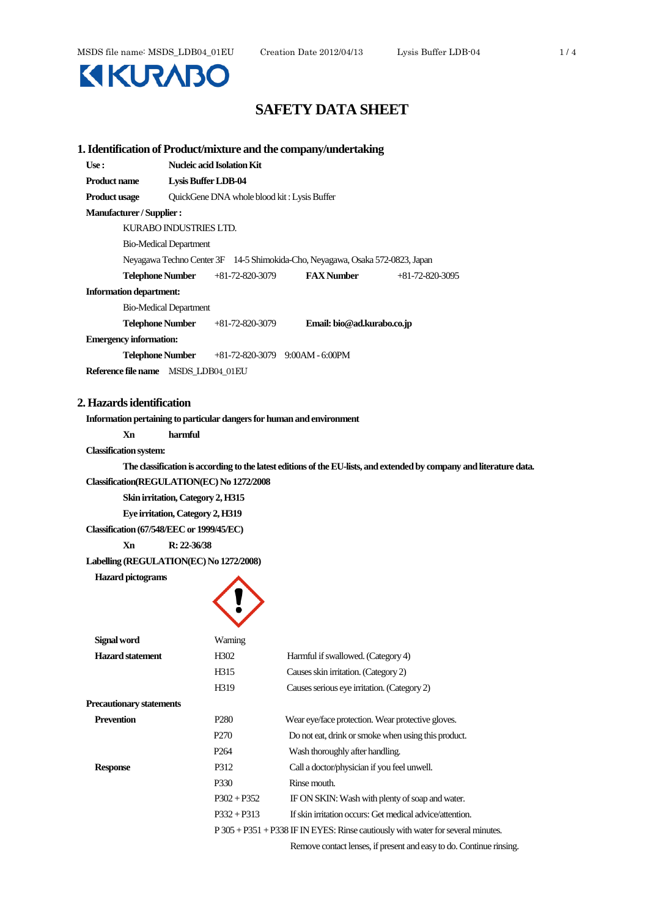![KURABO]

# SAFETY DATA SHEET

## 1. Identification of Product/mixture and the company/undertaking

**Use :** **Nucleic acid Isolation Kit**

**Product name** **Lysis Buffer LDB-04**

**Product usage** QuickGene DNA whole blood kit : Lysis Buffer

**Manufacturer / Supplier :**

KURABO INDUSTRIES LTD.

Bio-Medical Department

Neyagawa Techno Center 3F 14-5 Shimokida-Cho, Neyagawa, Osaka 572-0823, Japan

**Telephone Number** +81-72-820-3079 **FAX Number** +81-72-820-3095

**Information department:**

Bio-Medical Department

**Telephone Number** +81-72-820-3079 **Email: bio@ad.kurabo.co.jp**

**Emergency information:**

**Telephone Number** +81-72-820-3079 9:00AM - 6:00PM

**Reference file name** MSDS_LDB04_01EU

## 2. Hazards identification

**Information pertaining to particular dangers for human and environment**

**Xn** **harmful**

**Classification system:**

**The classification is according to the latest editions of the EU-lists, and extended by company and literature data.**

**Classification(REGULATION(EC) No 1272/2008**

**Skin irritation, Category 2, H315**

**Eye irritation, Category 2, H319**

**Classification (67/548/EEC or 1999/45/EC)**

**Xn** **R: 22-36/38**

**Labelling (REGULATION(EC) No 1272/2008)**

**Hazard pictograms**

| | | |
|---|---|---|
| **Signal word** | Warning | |
| **Hazard statement** | H302 | Harmful if swallowed. (Category 4) |
| | H315 | Causes skin irritation. (Category 2) |
| | H319 | Causes serious eye irritation. (Category 2) |

**Precautionary statements**

| | | |
|---|---|---|
| **Prevention** | P280 | Wear eye/face protection. Wear protective gloves. |
| | P270 | Do not eat, drink or smoke when using this product. |
| | P264 | Wash thoroughly after handling. |
| **Response** | P312 | Call a doctor/physician if you feel unwell. |
| | P330 | Rinse mouth. |
| | P302 + P352 | IF ON SKIN: Wash with plenty of soap and water. |
| | P332 + P313 | If skin irritation occurs: Get medical advice/attention. |
| | P 305 + P351 + P338 | IF IN EYES: Rinse cautiously with water for several minutes. Remove contact lenses, if present and easy to do. Continue rinsing. |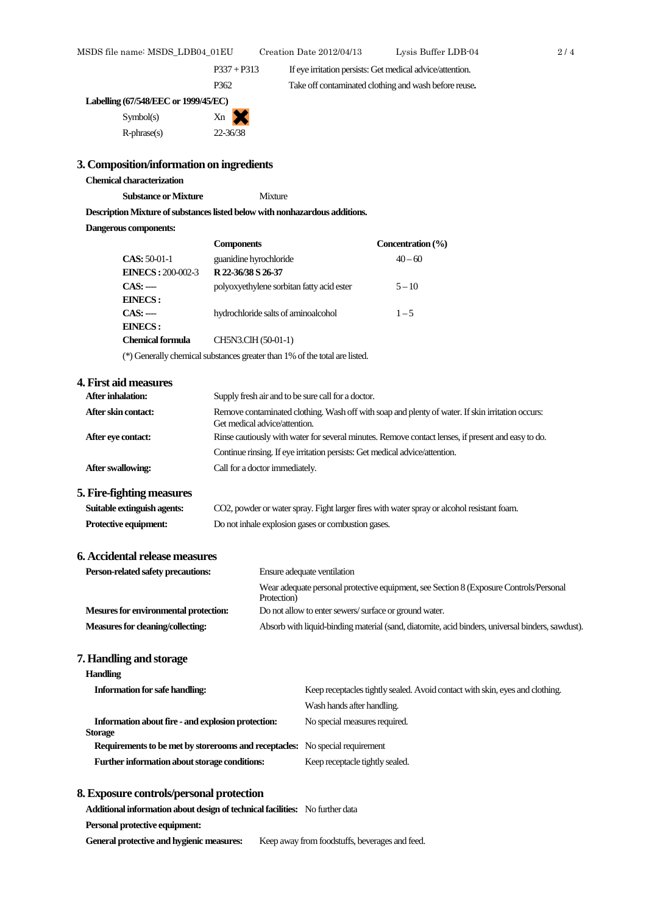| | |
|---|---|
| P337 + P313 | If eye irritation persists: Get medical advice/attention. |
| P362 | Take off contaminated clothing and wash before reuse. |

**Labelling (67/548/EEC or 1999/45/EC)**

| | |
|---|---|
| Symbol(s) | Xn |
| R-phrase(s) | 22-36/38 |

## 3. Composition/information on ingredients

**Chemical characterization**

**Substance or Mixture** Mixture

**Description Mixture of substances listed below with nonhazardous additions.**

**Dangerous components:**

| | Components | Concentration (%) |
|---|---|---|
| **CAS:** 50-01-1 | guanidine hyrochloride | 40 – 60 |
| **EINECS :** 200-002-3 | **R 22-36/38 S 26-37** | |
| **CAS:** ---- | polyoxyethylene sorbitan fatty acid ester | 5 – 10 |
| **EINECS :** | | |
| **CAS:** ---- | hydrochloride salts of aminoalcohol | 1 – 5 |
| **EINECS :** | | |
| **Chemical formula** | CH5N3.ClH (50-01-1) | |

(*) Generally chemical substances greater than 1% of the total are listed.

## 4. First aid measures

**After inhalation:** Supply fresh air and to be sure call for a doctor.

**After skin contact:** Remove contaminated clothing. Wash off with soap and plenty of water. If skin irritation occurs: Get medical advice/attention.

**After eye contact:** Rinse cautiously with water for several minutes. Remove contact lenses, if present and easy to do. Continue rinsing. If eye irritation persists: Get medical advice/attention.

**After swallowing:** Call for a doctor immediately.

## 5. Fire-fighting measures

**Suitable extinguish agents:** CO2, powder or water spray. Fight larger fires with water spray or alcohol resistant foam.

**Protective equipment:** Do not inhale explosion gases or combustion gases.

## 6. Accidental release measures

**Person-related safety precautions:** Ensure adequate ventilation

Wear adequate personal protective equipment, see Section 8 (Exposure Controls/Personal Protection)

**Mesures for environmental protection:** Do not allow to enter sewers/ surface or ground water.

**Measures for cleaning/collecting:** Absorb with liquid-binding material (sand, diatomite, acid binders, universal binders, sawdust).

## 7. Handling and storage

**Handling**

**Information for safe handling:** Keep receptacles tightly sealed. Avoid contact with skin, eyes and clothing.

Wash hands after handling.

**Information about fire - and explosion protection:** No special measures required.

**Storage**

**Requirements to be met by storerooms and receptacles:** No special requirement

**Further information about storage conditions:** Keep receptacle tightly sealed.

## 8. Exposure controls/personal protection

**Additional information about design of technical facilities:** No further data

**Personal protective equipment:**

**General protective and hygienic measures:** Keep away from foodstuffs, beverages and feed.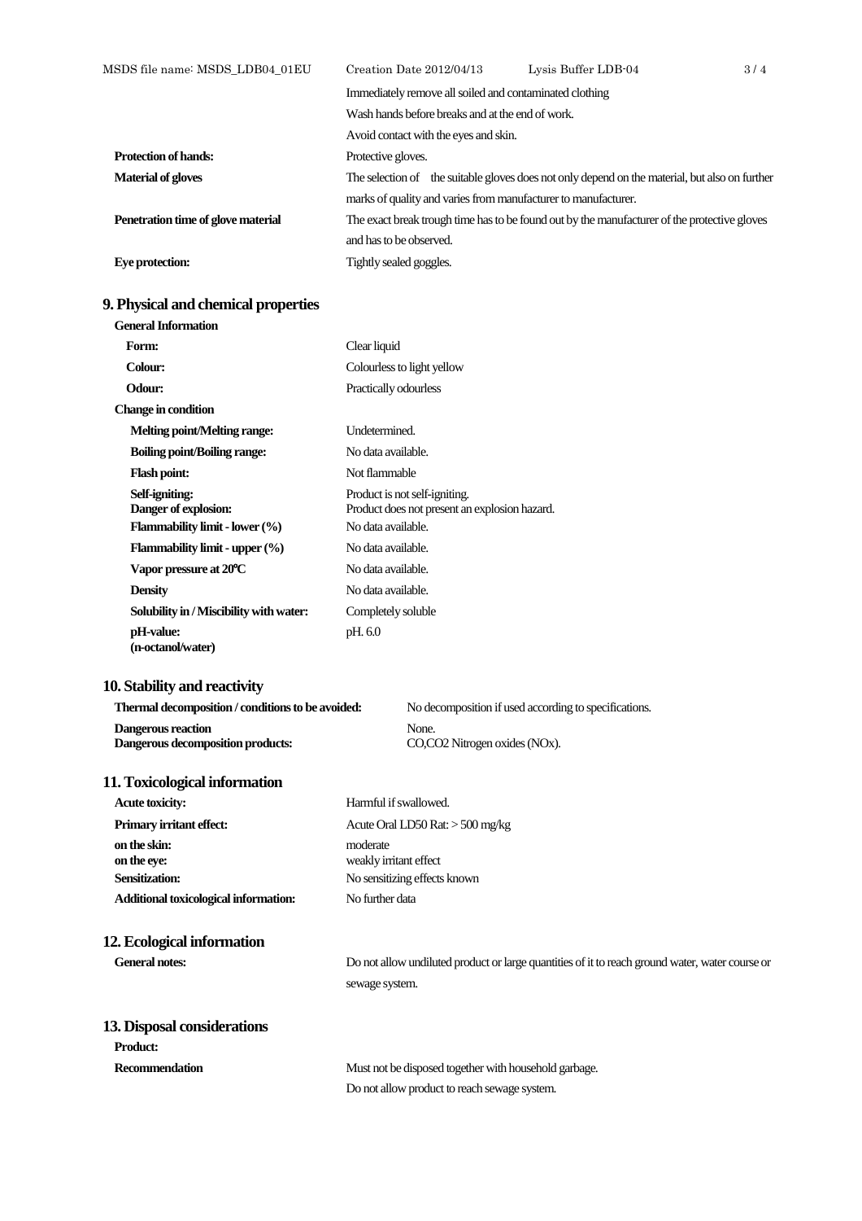| | |
|---|---|
| | Immediately remove all soiled and contaminated clothing |
| | Wash hands before breaks and at the end of work. |
| | Avoid contact with the eyes and skin. |
| **Protection of hands:** | Protective gloves. |
| **Material of gloves** | The selection of the suitable gloves does not only depend on the material, but also on further marks of quality and varies from manufacturer to manufacturer. |
| **Penetration time of glove material** | The exact break trough time has to be found out by the manufacturer of the protective gloves and has to be observed. |
| **Eye protection:** | Tightly sealed goggles. |

## 9. Physical and chemical properties

**General Information**

| | |
|---|---|
| **Form:** | Clear liquid |
| **Colour:** | Colourless to light yellow |
| **Odour:** | Practically odourless |

**Change in condition**

| | |
|---|---|
| **Melting point/Melting range:** | Undetermined. |
| **Boiling point/Boiling range:** | No data available. |
| **Flash point:** | Not flammable |
| **Self-igniting:** | Product is not self-igniting. |
| **Danger of explosion:** | Product does not present an explosion hazard. |
| **Flammability limit - lower (%)** | No data available. |
| **Flammability limit - upper (%)** | No data available. |
| **Vapor pressure at 20℃** | No data available. |
| **Density** | No data available. |
| **Solubility in / Miscibility with water:** | Completely soluble |
| **pH-value:** | pH. 6.0 |
| **(n-octanol/water)** | |

## 10. Stability and reactivity

| | |
|---|---|
| **Thermal decomposition / conditions to be avoided:** | No decomposition if used according to specifications. |
| **Dangerous reaction** | None. |
| **Dangerous decomposition products:** | CO,CO2 Nitrogen oxides (NOx). |

## 11. Toxicological information

| | |
|---|---|
| **Acute toxicity:** | Harmful if swallowed. |
| **Primary irritant effect:** | Acute Oral LD50 Rat: > 500 mg/kg |
| **on the skin:** | moderate |
| **on the eye:** | weakly irritant effect |
| **Sensitization:** | No sensitizing effects known |
| **Additional toxicological information:** | No further data |

## 12. Ecological information

| | |
|---|---|
| **General notes:** | Do not allow undiluted product or large quantities of it to reach ground water, water course or sewage system. |

## 13. Disposal considerations

**Product:**

| | |
|---|---|
| **Recommendation** | Must not be disposed together with household garbage. |
| | Do not allow product to reach sewage system. |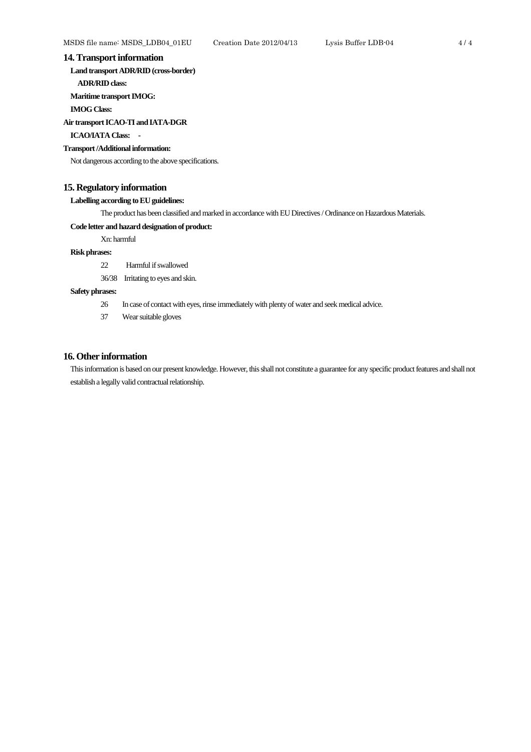## 14. Transport information

**Land transport ADR/RID (cross-border)**

**ADR/RID class:**

**Maritime transport IMOG:**

**IMOG Class:**

**Air transport ICAO-TI and IATA-DGR**

**ICAO/IATA Class:** -

**Transport /Additional information:**

Not dangerous according to the above specifications.

## 15. Regulatory information

**Labelling according to EU guidelines:**

The product has been classified and marked in accordance with EU Directives / Ordinance on Hazardous Materials.

**Code letter and hazard designation of product:**

Xn: harmful

**Risk phrases:**

22 Harmful if swallowed

36/38 Irritating to eyes and skin.

**Safety phrases:**

26 In case of contact with eyes, rinse immediately with plenty of water and seek medical advice.

37 Wear suitable gloves

## 16. Other information

This information is based on our present knowledge. However, this shall not constitute a guarantee for any specific product features and shall not establish a legally valid contractual relationship.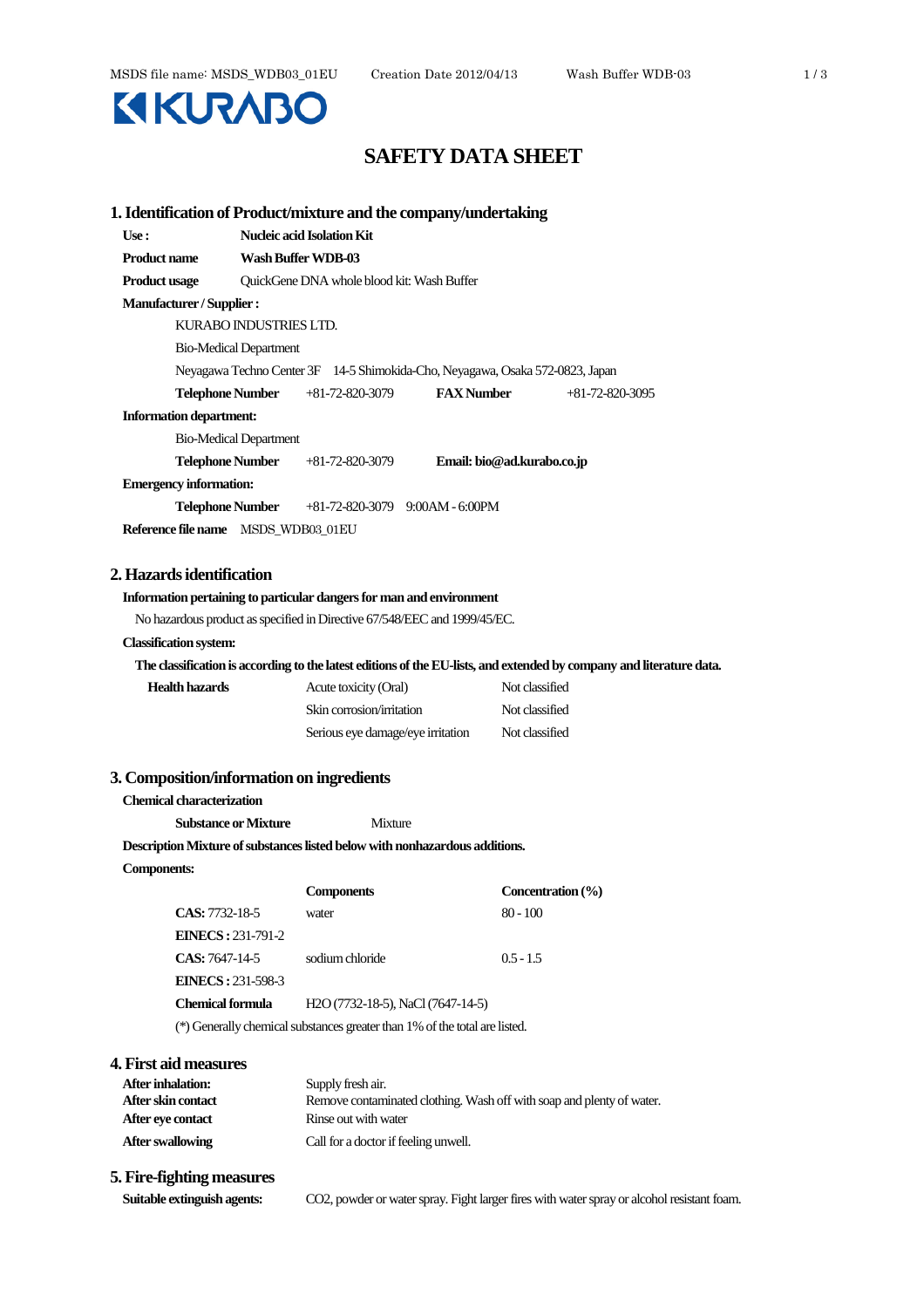KURABO

# SAFETY DATA SHEET

## 1. Identification of Product/mixture and the company/undertaking

**Use :** **Nucleic acid Isolation Kit**

**Product name** **Wash Buffer WDB-03**

**Product usage** QuickGene DNA whole blood kit: Wash Buffer

**Manufacturer / Supplier :**

KURABO INDUSTRIES LTD.

Bio-Medical Department

Neyagawa Techno Center 3F 14-5 Shimokida-Cho, Neyagawa, Osaka 572-0823, Japan

**Telephone Number** +81-72-820-3079 **FAX Number** +81-72-820-3095

**Information department:**

Bio-Medical Department

**Telephone Number** +81-72-820-3079 **Email: bio@ad.kurabo.co.jp**

**Emergency information:**

**Telephone Number** +81-72-820-3079 9:00AM - 6:00PM

**Reference file name** MSDS_WDB03_01EU

## 2. Hazards identification

**Information pertaining to particular dangers for man and environment**

No hazardous product as specified in Directive 67/548/EEC and 1999/45/EC.

**Classification system:**

**The classification is according to the latest editions of the EU-lists, and extended by company and literature data.**

| | | |
|---|---|---|
| **Health hazards** | Acute toxicity (Oral) | Not classified |
| | Skin corrosion/irritation | Not classified |
| | Serious eye damage/eye irritation | Not classified |

## 3. Composition/information on ingredients

**Chemical characterization**

**Substance or Mixture** Mixture

**Description Mixture of substances listed below with nonhazardous additions.**

**Components:**

| | **Components** | **Concentration (%)** |
|---|---|---|
| **CAS:** 7732-18-5 | water | 80 - 100 |
| **EINECS :** 231-791-2 | | |
| **CAS:** 7647-14-5 | sodium chloride | 0.5 - 1.5 |
| **EINECS :** 231-598-3 | | |
| **Chemical formula** | $H_2O$ (7732-18-5), NaCl (7647-14-5) | |

(*) Generally chemical substances greater than 1% of the total are listed.

## 4. First aid measures

| | |
|---|---|
| **After inhalation:** | Supply fresh air. |
| **After skin contact** | Remove contaminated clothing. Wash off with soap and plenty of water. |
| **After eye contact** | Rinse out with water |
| **After swallowing** | Call for a doctor if feeling unwell. |

## 5. Fire-fighting measures

**Suitable extinguish agents:** $CO_2$, powder or water spray. Fight larger fires with water spray or alcohol resistant foam.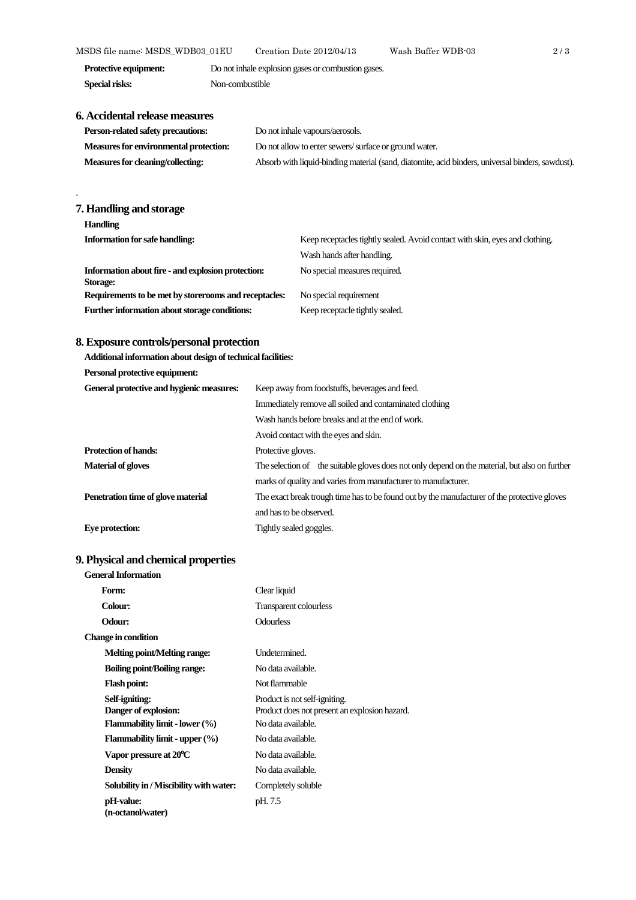| | |
|---|---|
| **Protective equipment:** | Do not inhale explosion gases or combustion gases. |
| **Special risks:** | Non-combustible |

## 6. Accidental release measures

| | |
|---|---|
| **Person-related safety precautions:** | Do not inhale vapours/aerosols. |
| **Measures for environmental protection:** | Do not allow to enter sewers/ surface or ground water. |
| **Measures for cleaning/collecting:** | Absorb with liquid-binding material (sand, diatomite, acid binders, universal binders, sawdust). |

.

## 7. Handling and storage

**Handling**

| | |
|---|---|
| **Information for safe handling:** | Keep receptacles tightly sealed. Avoid contact with skin, eyes and clothing. |
| | Wash hands after handling. |
| **Information about fire - and explosion protection:** | No special measures required. |
| **Storage:** | |
| **Requirements to be met by storerooms and receptacles:** | No special requirement |
| **Further information about storage conditions:** | Keep receptacle tightly sealed. |

## 8. Exposure controls/personal protection

**Additional information about design of technical facilities:**

**Personal protective equipment:**

| | |
|---|---|
| **General protective and hygienic measures:** | Keep away from foodstuffs, beverages and feed. |
| | Immediately remove all soiled and contaminated clothing |
| | Wash hands before breaks and at the end of work. |
| | Avoid contact with the eyes and skin. |
| **Protection of hands:** | Protective gloves. |
| **Material of gloves** | The selection of the suitable gloves does not only depend on the material, but also on further marks of quality and varies from manufacturer to manufacturer. |
| **Penetration time of glove material** | The exact break trough time has to be found out by the manufacturer of the protective gloves and has to be observed. |
| **Eye protection:** | Tightly sealed goggles. |

## 9. Physical and chemical properties

**General Information**

| | |
|---|---|
| **Form:** | Clear liquid |
| **Colour:** | Transparent colourless |
| **Odour:** | Odourless |

**Change in condition**

| | |
|---|---|
| **Melting point/Melting range:** | Undetermined. |
| **Boiling point/Boiling range:** | No data available. |
| **Flash point:** | Not flammable |
| **Self-igniting:** | Product is not self-igniting. |
| **Danger of explosion:** | Product does not present an explosion hazard. |
| **Flammability limit - lower (%)** | No data available. |
| **Flammability limit - upper (%)** | No data available. |
| **Vapor pressure at 20℃** | No data available. |
| **Density** | No data available. |
| **Solubility in / Miscibility with water:** | Completely soluble |
| **pH-value:** | pH. 7.5 |
| **(n-octanol/water)** | |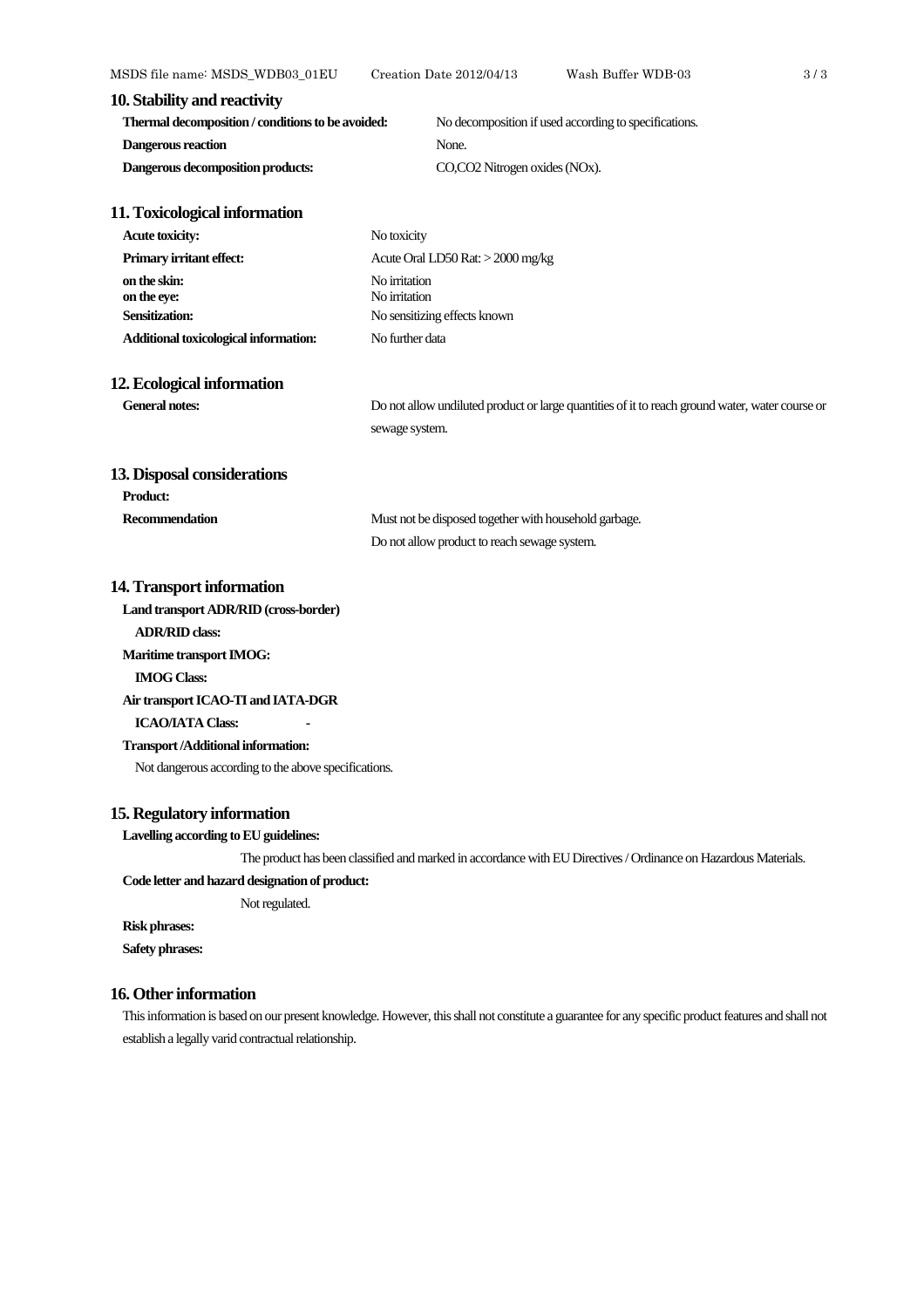## 10. Stability and reactivity

| | |
|---|---|
| **Thermal decomposition / conditions to be avoided:** | No decomposition if used according to specifications. |
| **Dangerous reaction** | None. |
| **Dangerous decomposition products:** | CO,$CO_2$ Nitrogen oxides (NOx). |

## 11. Toxicological information

| | |
|---|---|
| **Acute toxicity:** | No toxicity |
| **Primary irritant effect:** | Acute Oral LD50 Rat: > 2000 mg/kg |
| **on the skin:** | No irritation |
| **on the eye:** | No irritation |
| **Sensitization:** | No sensitizing effects known |
| **Additional toxicological information:** | No further data |

## 12. Ecological information

**General notes:** Do not allow undiluted product or large quantities of it to reach ground water, water course or sewage system.

## 13. Disposal considerations

**Product:**

**Recommendation** Must not be disposed together with household garbage.
Do not allow product to reach sewage system.

## 14. Transport information

**Land transport ADR/RID (cross-border)**

**ADR/RID class:**

**Maritime transport IMOG:**

**IMOG Class:**

**Air transport ICAO-TI and IATA-DGR**

**ICAO/IATA Class:** -

**Transport /Additional information:**

Not dangerous according to the above specifications.

## 15. Regulatory information

**Lavelling according to EU guidelines:**

The product has been classified and marked in accordance with EU Directives / Ordinance on Hazardous Materials.

**Code letter and hazard designation of product:**

Not regulated.

**Risk phrases:**

**Safety phrases:**

## 16. Other information

This information is based on our present knowledge. However, this shall not constitute a guarantee for any specific product features and shall not establish a legally varid contractual relationship.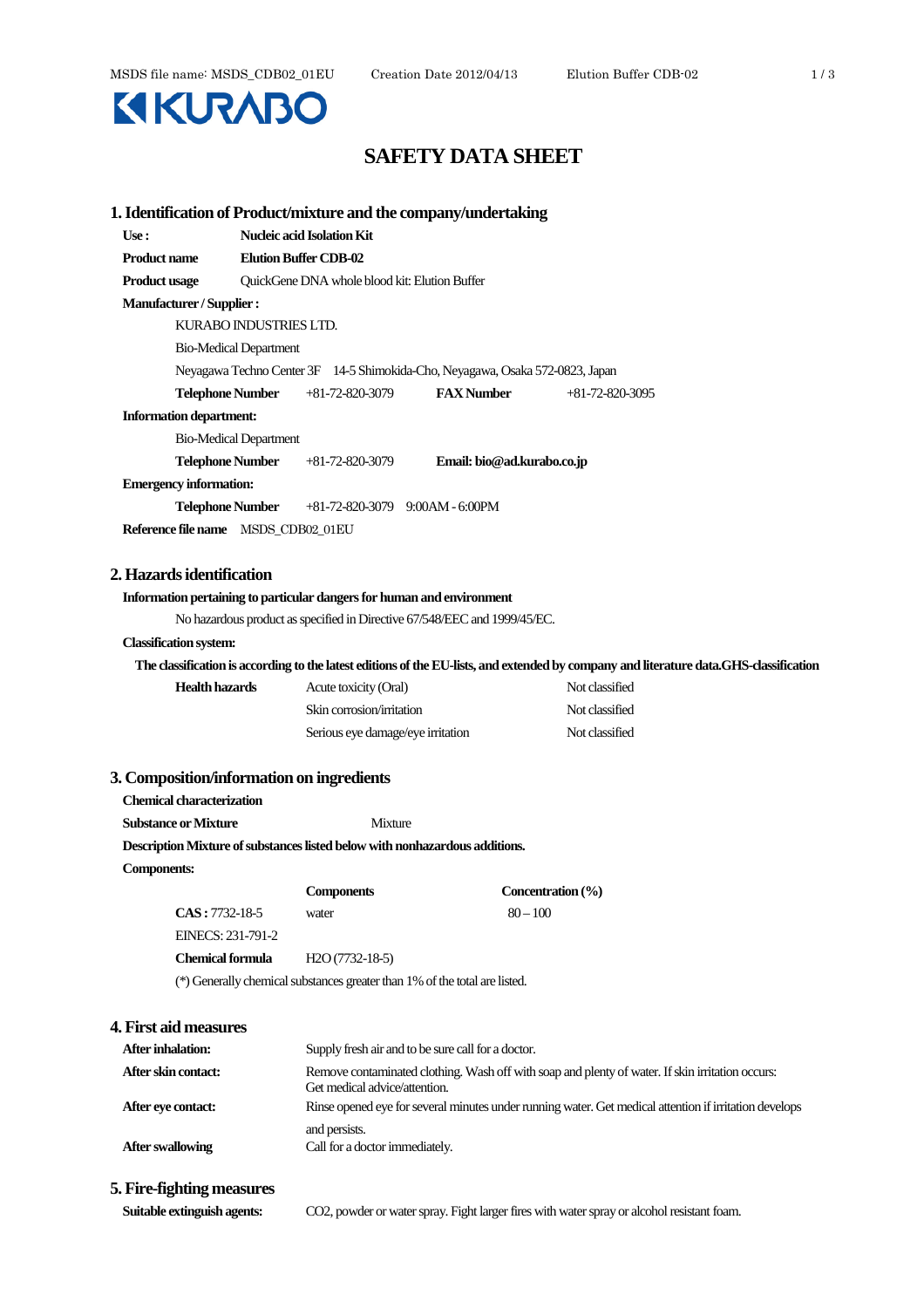KURABO

# SAFETY DATA SHEET

## 1. Identification of Product/mixture and the company/undertaking

**Use :** **Nucleic acid Isolation Kit**

**Product name** **Elution Buffer CDB-02**

**Product usage** QuickGene DNA whole blood kit: Elution Buffer

**Manufacturer / Supplier :**

KURABO INDUSTRIES LTD.

Bio-Medical Department

Neyagawa Techno Center 3F 14-5 Shimokida-Cho, Neyagawa, Osaka 572-0823, Japan

**Telephone Number** +81-72-820-3079 **FAX Number** +81-72-820-3095

**Information department:**

Bio-Medical Department

**Telephone Number** +81-72-820-3079 **Email: bio@ad.kurabo.co.jp**

**Emergency information:**

**Telephone Number** +81-72-820-3079 9:00AM - 6:00PM

**Reference file name** MSDS_CDB02_01EU

## 2. Hazards identification

**Information pertaining to particular dangers for human and environment**

No hazardous product as specified in Directive 67/548/EEC and 1999/45/EC.

**Classification system:**

**The classification is according to the latest editions of the EU-lists, and extended by company and literature data.GHS-classification**

| **Health hazards** | Acute toxicity (Oral) | Not classified |
|---|---|---|
| | Skin corrosion/irritation | Not classified |
| | Serious eye damage/eye irritation | Not classified |

## 3. Composition/information on ingredients

**Chemical characterization**

**Substance or Mixture** Mixture

**Description Mixture of substances listed below with nonhazardous additions.**

**Components:**

| | **Components** | **Concentration (%)** |
|---|---|---|
| **CAS :** 7732-18-5 | water | 80 – 100 |
| EINECS: 231-791-2 | | |
| **Chemical formula** | $H_2O$ (7732-18-5) | |

(*) Generally chemical substances greater than 1% of the total are listed.

## 4. First aid measures

**After inhalation:** Supply fresh air and to be sure call for a doctor.

**After skin contact:** Remove contaminated clothing. Wash off with soap and plenty of water. If skin irritation occurs: Get medical advice/attention.

**After eye contact:** Rinse opened eye for several minutes under running water. Get medical attention if irritation develops and persists.

**After swallowing** Call for a doctor immediately.

## 5. Fire-fighting measures

**Suitable extinguish agents:** $CO_2$, powder or water spray. Fight larger fires with water spray or alcohol resistant foam.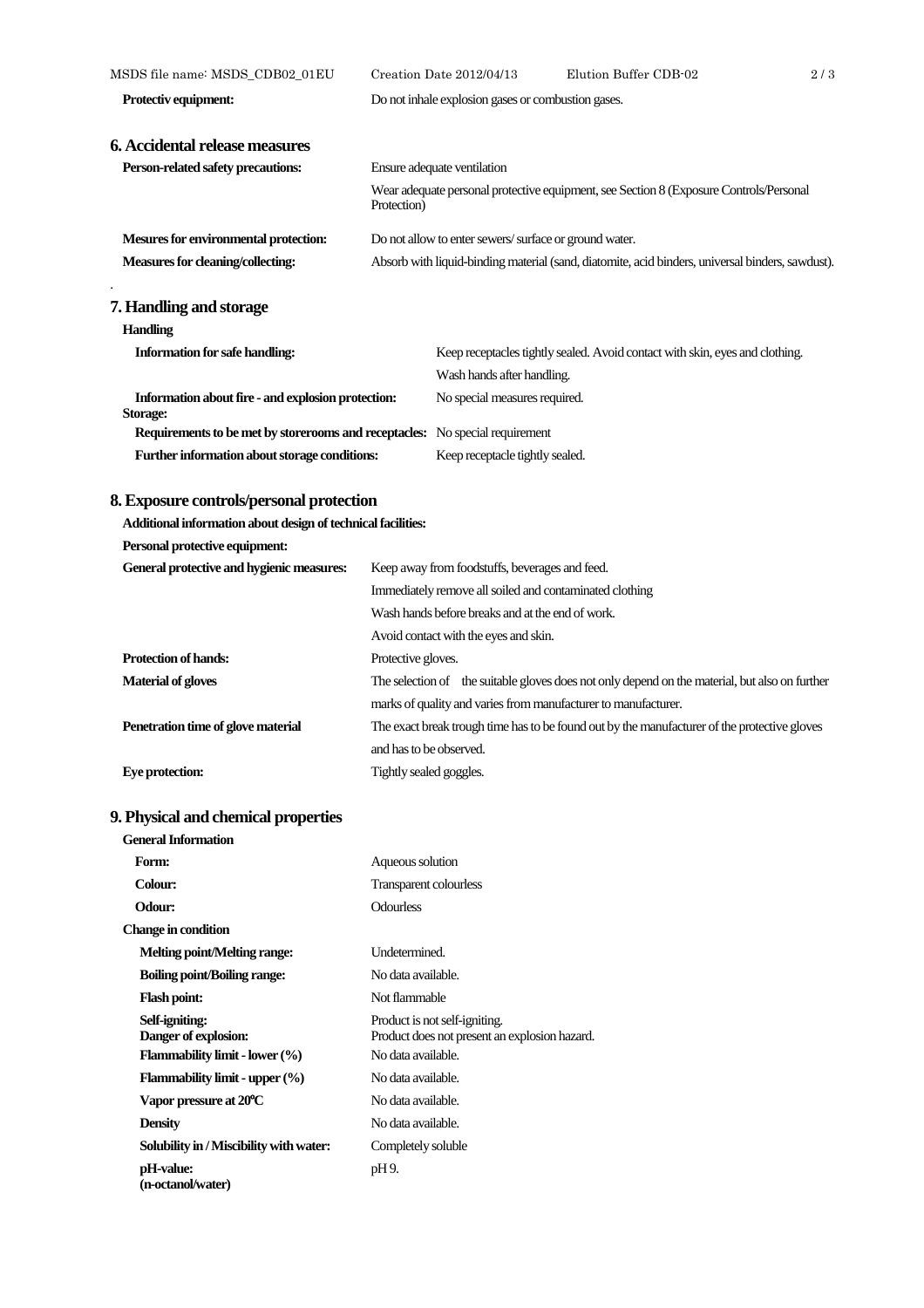**Protectiv equipment:** Do not inhale explosion gases or combustion gases.

## 6. Accidental release measures

| | |
|---|---|
| **Person-related safety precautions:** | Ensure adequate ventilation |
| | Wear adequate personal protective equipment, see Section 8 (Exposure Controls/Personal Protection) |
| **Mesures for environmental protection:** | Do not allow to enter sewers/ surface or ground water. |
| **Measures for cleaning/collecting:** | Absorb with liquid-binding material (sand, diatomite, acid binders, universal binders, sawdust). |

.

## 7. Handling and storage

**Handling**

| | |
|---|---|
| **Information for safe handling:** | Keep receptacles tightly sealed. Avoid contact with skin, eyes and clothing. |
| | Wash hands after handling. |
| **Information about fire - and explosion protection:** | No special measures required. |
| **Storage:** | |
| **Requirements to be met by storerooms and receptacles:** | No special requirement |
| **Further information about storage conditions:** | Keep receptacle tightly sealed. |

## 8. Exposure controls/personal protection

**Additional information about design of technical facilities:**

**Personal protective equipment:**

| | |
|---|---|
| **General protective and hygienic measures:** | Keep away from foodstuffs, beverages and feed. |
| | Immediately remove all soiled and contaminated clothing |
| | Wash hands before breaks and at the end of work. |
| | Avoid contact with the eyes and skin. |
| **Protection of hands:** | Protective gloves. |
| **Material of gloves** | The selection of the suitable gloves does not only depend on the material, but also on further marks of quality and varies from manufacturer to manufacturer. |
| **Penetration time of glove material** | The exact break trough time has to be found out by the manufacturer of the protective gloves and has to be observed. |
| **Eye protection:** | Tightly sealed goggles. |

## 9. Physical and chemical properties

**General Information**

| | |
|---|---|
| **Form:** | Aqueous solution |
| **Colour:** | Transparent colourless |
| **Odour:** | Odourless |
| **Change in condition** | |
| **Melting point/Melting range:** | Undetermined. |
| **Boiling point/Boiling range:** | No data available. |
| **Flash point:** | Not flammable |
| **Self-igniting:** | Product is not self-igniting. |
| **Danger of explosion:** | Product does not present an explosion hazard. |
| **Flammability limit - lower (%)** | No data available. |
| **Flammability limit - upper (%)** | No data available. |
| **Vapor pressure at 20℃** | No data available. |
| **Density** | No data available. |
| **Solubility in / Miscibility with water:** | Completely soluble |
| **pH-value:** | pH 9. |
| **(n-octanol/water)** | |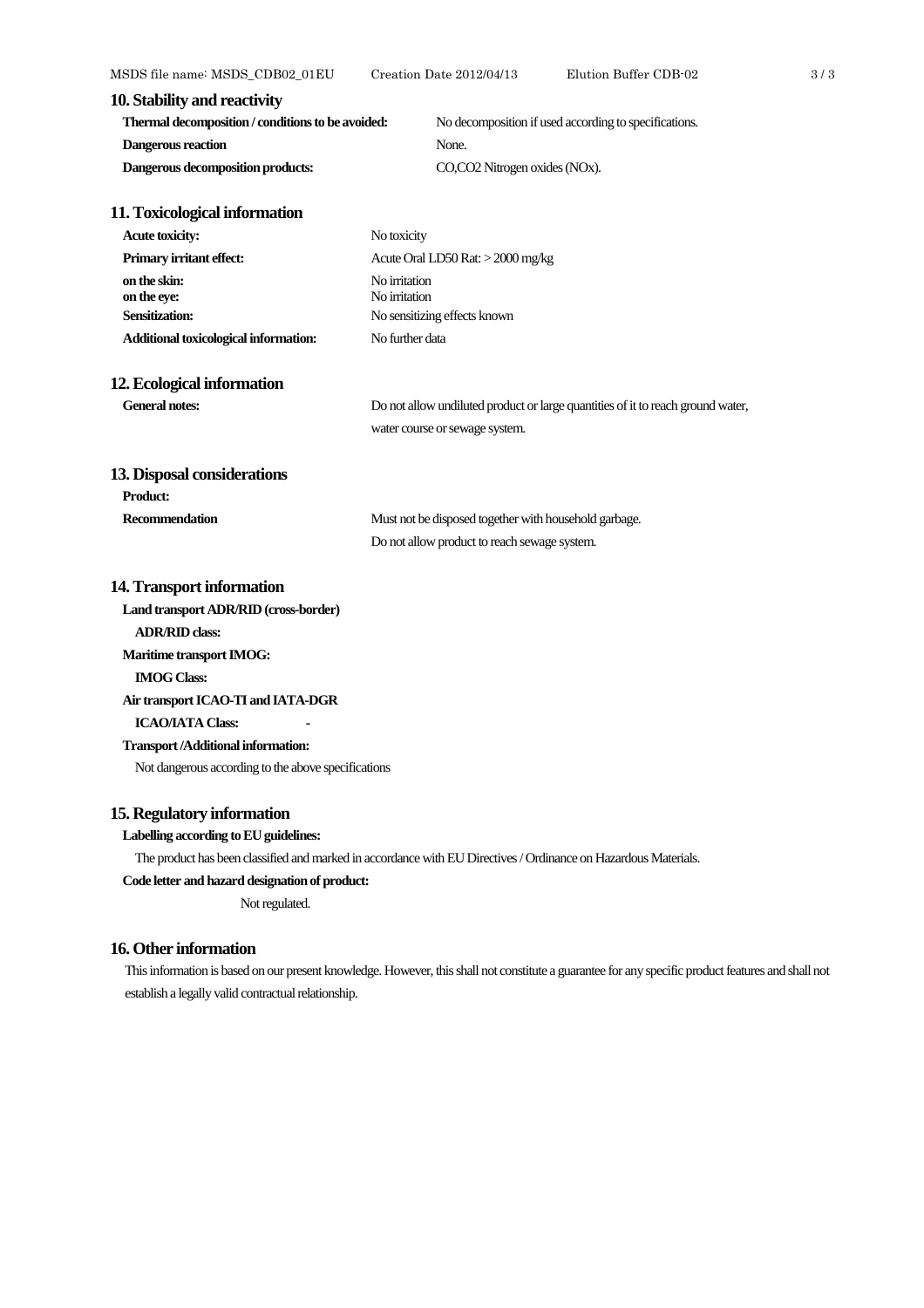## 10. Stability and reactivity

**Thermal decomposition / conditions to be avoided:** No decomposition if used according to specifications.

**Dangerous reaction** None.

**Dangerous decomposition products:** CO,$CO_2$ Nitrogen oxides ($NO_x$).

## 11. Toxicological information

**Acute toxicity:** No toxicity

**Primary irritant effect:** Acute Oral LD50 Rat: > 2000 mg/kg

**on the skin:** No irritation
**on the eye:** No irritation

**Sensitization:** No sensitizing effects known

**Additional toxicological information:** No further data

## 12. Ecological information

**General notes:** Do not allow undiluted product or large quantities of it to reach ground water, water course or sewage system.

## 13. Disposal considerations

**Product:**

**Recommendation** Must not be disposed together with household garbage.
Do not allow product to reach sewage system.

## 14. Transport information

**Land transport ADR/RID (cross-border)**

**ADR/RID class:**

**Maritime transport IMOG:**

**IMOG Class:**

**Air transport ICAO-TI and IATA-DGR**

**ICAO/IATA Class:** -

**Transport /Additional information:**

Not dangerous according to the above specifications

## 15. Regulatory information

**Labelling according to EU guidelines:**

The product has been classified and marked in accordance with EU Directives / Ordinance on Hazardous Materials.

**Code letter and hazard designation of product:**

Not regulated.

## 16. Other information

This information is based on our present knowledge. However, this shall not constitute a guarantee for any specific product features and shall not establish a legally valid contractual relationship.